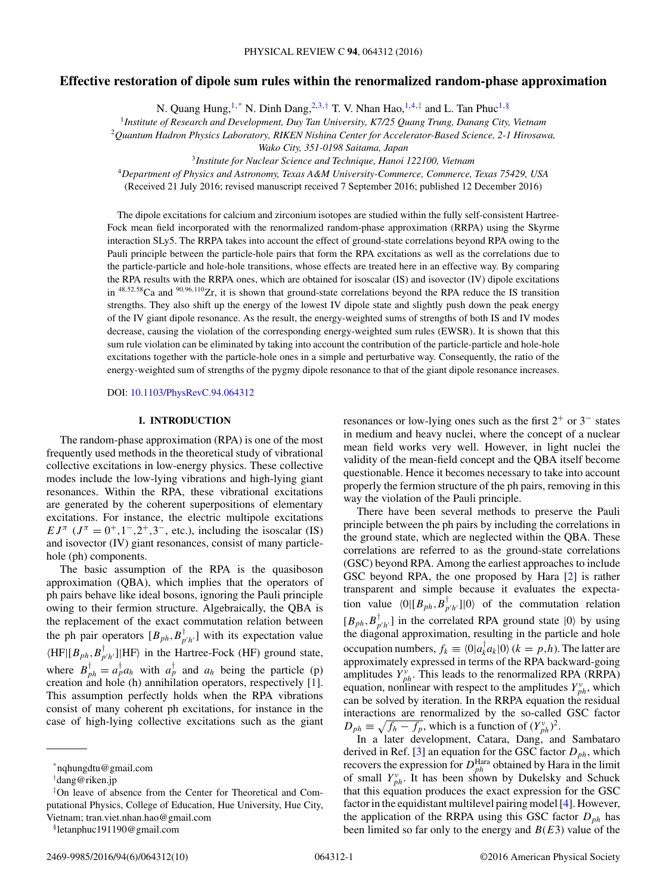# Effective restoration of dipole sum rules within the renormalized random-phase approximation

N. Quang Hung,[1,*] N. Dinh Dang,[2,3,†] T. V. Nhan Hao,[1,4,‡] and L. Tan Phuc[1,§]

[1] *Institute of Research and Development, Duy Tan University, K7/25 Quang Trung, Danang City, Vietnam*
[2] *Quantum Hadron Physics Laboratory, RIKEN Nishina Center for Accelerator-Based Science, 2-1 Hirosawa, Wako City, 351-0198 Saitama, Japan*
[3] *Institute for Nuclear Science and Technique, Hanoi 122100, Vietnam*
[4] *Department of Physics and Astronomy, Texas A&M University-Commerce, Commerce, Texas 75429, USA*

(Received 21 July 2016; revised manuscript received 7 September 2016; published 12 December 2016)

The dipole excitations for calcium and zirconium isotopes are studied within the fully self-consistent Hartree-Fock mean field incorporated with the renormalized random-phase approximation (RRPA) using the Skyrme interaction SLy5. The RRPA takes into account the effect of ground-state correlations beyond RPA owing to the Pauli principle between the particle-hole pairs that form the RPA excitations as well as the correlations due to the particle-particle and hole-hole transitions, whose effects are treated here in an effective way. By comparing the RPA results with the RRPA ones, which are obtained for isoscalar (IS) and isovector (IV) dipole excitations in $^{48,52,58}$Ca and $^{90,96,110}$Zr, it is shown that ground-state correlations beyond the RPA reduce the IS transition strengths. They also shift up the energy of the lowest IV dipole state and slightly push down the peak energy of the IV giant dipole resonance. As the result, the energy-weighted sums of strengths of both IS and IV modes decrease, causing the violation of the corresponding energy-weighted sum rules (EWSR). It is shown that this sum rule violation can be eliminated by taking into account the contribution of the particle-particle and hole-hole excitations together with the particle-hole ones in a simple and perturbative way. Consequently, the ratio of the energy-weighted sum of strengths of the pygmy dipole resonance to that of the giant dipole resonance increases.

DOI: 10.1103/PhysRevC.94.064312

## I. INTRODUCTION

The random-phase approximation (RPA) is one of the most frequently used methods in the theoretical study of vibrational collective excitations in low-energy physics. These collective modes include the low-lying vibrations and high-lying giant resonances. Within the RPA, these vibrational excitations are generated by the coherent superpositions of elementary excitations. For instance, the electric multipole excitations $EJ^{\pi}$ ($J^{\pi} = 0^+, 1^-, 2^+, 3^-$, etc.), including the isoscalar (IS) and isovector (IV) giant resonances, consist of many particle-hole (ph) components.

The basic assumption of the RPA is the quasiboson approximation (QBA), which implies that the operators of ph pairs behave like ideal bosons, ignoring the Pauli principle owing to their fermion structure. Algebraically, the QBA is the replacement of the exact commutation relation between the ph pair operators $[B_{ph}, B^{\dagger}_{p'h'}]$ with its expectation value $\langle \mathrm{HF}|[B_{ph}, B^{\dagger}_{p'h'}]|\mathrm{HF}\rangle$ in the Hartree-Fock (HF) ground state, where $B^{\dagger}_{ph} = a^{\dagger}_p a_h$ with $a^{\dagger}_p$ and $a_h$ being the particle (p) creation and hole (h) annihilation operators, respectively [1]. This assumption perfectly holds when the RPA vibrations consist of many coherent ph excitations, for instance in the case of high-lying collective excitations such as the giant resonances or low-lying ones such as the first $2^+$ or $3^-$ states in medium and heavy nuclei, where the concept of a nuclear mean field works very well. However, in light nuclei the validity of the mean-field concept and the QBA itself become questionable. Hence it becomes necessary to take into account properly the fermion structure of the ph pairs, removing in this way the violation of the Pauli principle.

There have been several methods to preserve the Pauli principle between the ph pairs by including the correlations in the ground state, which are neglected within the QBA. These correlations are referred to as the ground-state correlations (GSC) beyond RPA. Among the earliest approaches to include GSC beyond RPA, the one proposed by Hara [2] is rather transparent and simple because it evaluates the expectation value $\langle 0|[B_{ph}, B^{\dagger}_{p'h'}]|0\rangle$ of the commutation relation $[B_{ph}, B^{\dagger}_{p'h'}]$ in the correlated RPA ground state $|0\rangle$ by using the diagonal approximation, resulting in the particle and hole occupation numbers, $f_k \equiv \langle 0|a^{\dagger}_k a_k|0\rangle$ ($k = p,h$). The latter are approximately expressed in terms of the RPA backward-going amplitudes $Y^{\nu}_{ph}$. This leads to the renormalized RPA (RRPA) equation, nonlinear with respect to the amplitudes $Y^{\nu}_{ph}$, which can be solved by iteration. In the RRPA equation the residual interactions are renormalized by the so-called GSC factor $D_{ph} \equiv \sqrt{f_h - f_p}$, which is a function of $(Y^{\nu}_{ph})^2$.

In a later development, Catara, Dang, and Sambataro derived in Ref. [3] an equation for the GSC factor $D_{ph}$, which recovers the expression for $D^{\mathrm{Hara}}_{ph}$ obtained by Hara in the limit of small $Y^{\nu}_{ph}$. It has been shown by Dukelsky and Schuck that this equation produces the exact expression for the GSC factor in the equidistant multilevel pairing model [4]. However, the application of the RRPA using this GSC factor $D_{ph}$ has been limited so far only to the energy and $B(E3)$ value of the

---

*nqhungdtu@gmail.com
†dang@riken.jp
‡On leave of absence from the Center for Theoretical and Computational Physics, College of Education, Hue University, Hue City, Vietnam; tran.viet.nhan.hao@gmail.com
§letanphuc191190@gmail.com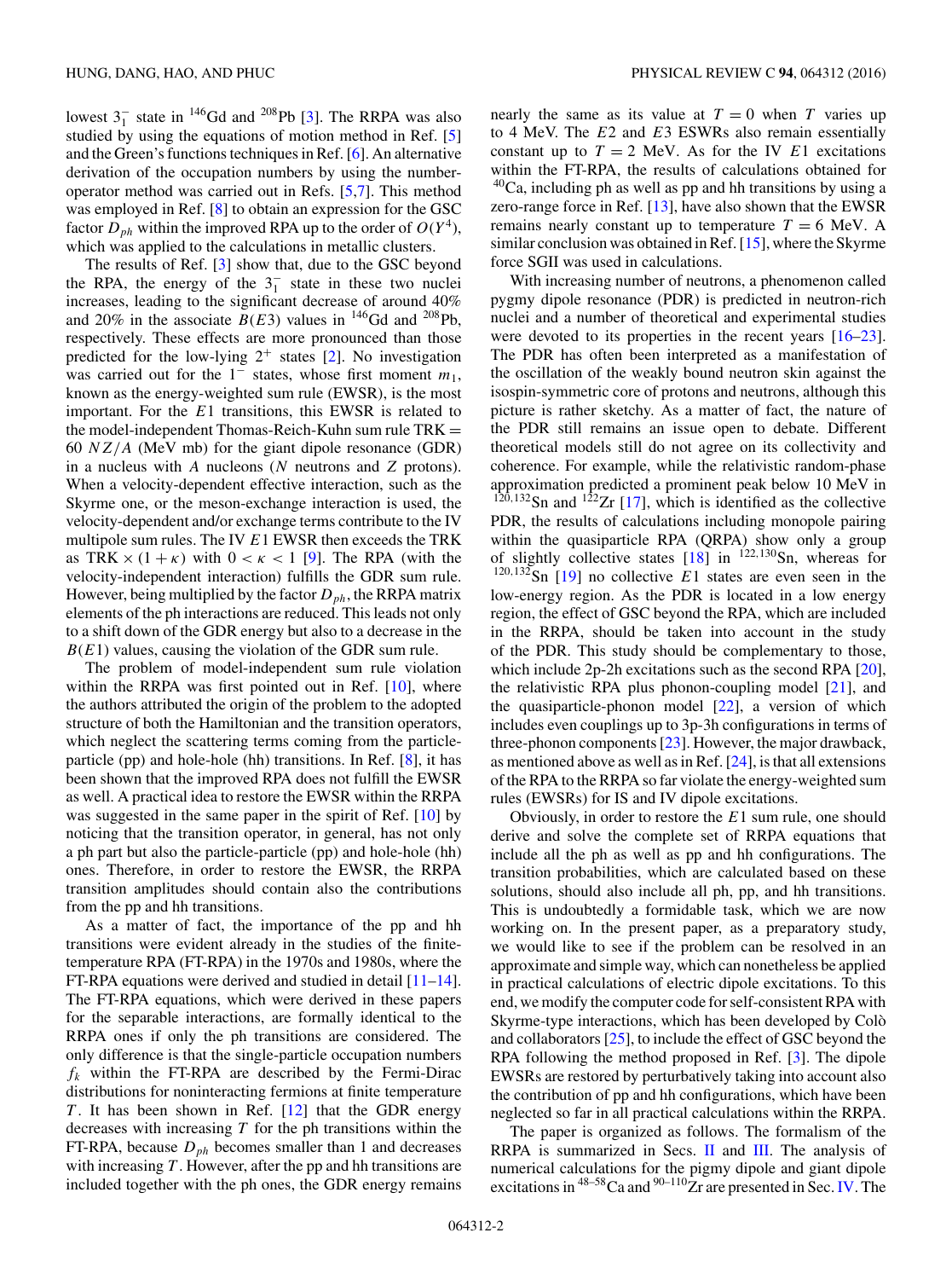lowest $3^-_1$ state in $^{146}$Gd and $^{208}$Pb [3]. The RRPA was also studied by using the equations of motion method in Ref. [5] and the Green's functions techniques in Ref. [6]. An alternative derivation of the occupation numbers by using the number-operator method was carried out in Refs. [5,7]. This method was employed in Ref. [8] to obtain an expression for the GSC factor $D_{ph}$ within the improved RPA up to the order of $O(Y^4)$, which was applied to the calculations in metallic clusters.

The results of Ref. [3] show that, due to the GSC beyond the RPA, the energy of the $3^-_1$ state in these two nuclei increases, leading to the significant decrease of around 40% and 20% in the associate $B(E3)$ values in $^{146}$Gd and $^{208}$Pb, respectively. These effects are more pronounced than those predicted for the low-lying $2^+$ states [2]. No investigation was carried out for the $1^-$ states, whose first moment $m_1$, known as the energy-weighted sum rule (EWSR), is the most important. For the $E1$ transitions, this EWSR is related to the model-independent Thomas-Reich-Kuhn sum rule TRK = $60\ NZ/A$ (MeV mb) for the giant dipole resonance (GDR) in a nucleus with $A$ nucleons ($N$ neutrons and $Z$ protons). When a velocity-dependent effective interaction, such as the Skyrme one, or the meson-exchange interaction is used, the velocity-dependent and/or exchange terms contribute to the IV multipole sum rules. The IV $E1$ EWSR then exceeds the TRK as TRK $\times (1+\kappa)$ with $0 < \kappa < 1$ [9]. The RPA (with the velocity-independent interaction) fulfills the GDR sum rule. However, being multiplied by the factor $D_{ph}$, the RRPA matrix elements of the ph interactions are reduced. This leads not only to a shift down of the GDR energy but also to a decrease in the $B(E1)$ values, causing the violation of the GDR sum rule.

The problem of model-independent sum rule violation within the RRPA was first pointed out in Ref. [10], where the authors attributed the origin of the problem to the adopted structure of both the Hamiltonian and the transition operators, which neglect the scattering terms coming from the particle-particle (pp) and hole-hole (hh) transitions. In Ref. [8], it has been shown that the improved RPA does not fulfill the EWSR as well. A practical idea to restore the EWSR within the RRPA was suggested in the same paper in the spirit of Ref. [10] by noticing that the transition operator, in general, has not only a ph part but also the particle-particle (pp) and hole-hole (hh) ones. Therefore, in order to restore the EWSR, the RRPA transition amplitudes should contain also the contributions from the pp and hh transitions.

As a matter of fact, the importance of the pp and hh transitions were evident already in the studies of the finite-temperature RPA (FT-RPA) in the 1970s and 1980s, where the FT-RPA equations were derived and studied in detail [11–14]. The FT-RPA equations, which were derived in these papers for the separable interactions, are formally identical to the RRPA ones if only the ph transitions are considered. The only difference is that the single-particle occupation numbers $f_k$ within the FT-RPA are described by the Fermi-Dirac distributions for noninteracting fermions at finite temperature $T$. It has been shown in Ref. [12] that the GDR energy decreases with increasing $T$ for the ph transitions within the FT-RPA, because $D_{ph}$ becomes smaller than 1 and decreases with increasing $T$. However, after the pp and hh transitions are included together with the ph ones, the GDR energy remains nearly the same as its value at $T = 0$ when $T$ varies up to 4 MeV. The $E2$ and $E3$ ESWRs also remain essentially constant up to $T = 2$ MeV. As for the IV $E1$ excitations within the FT-RPA, the results of calculations obtained for $^{40}$Ca, including ph as well as pp and hh transitions by using a zero-range force in Ref. [13], have also shown that the EWSR remains nearly constant up to temperature $T = 6$ MeV. A similar conclusion was obtained in Ref. [15], where the Skyrme force SGII was used in calculations.

With increasing number of neutrons, a phenomenon called pygmy dipole resonance (PDR) is predicted in neutron-rich nuclei and a number of theoretical and experimental studies were devoted to its properties in the recent years [16–23]. The PDR has often been interpreted as a manifestation of the oscillation of the weakly bound neutron skin against the isospin-symmetric core of protons and neutrons, although this picture is rather sketchy. As a matter of fact, the nature of the PDR still remains an issue open to debate. Different theoretical models still do not agree on its collectivity and coherence. For example, while the relativistic random-phase approximation predicted a prominent peak below 10 MeV in $^{120,132}$Sn and $^{122}$Zr [17], which is identified as the collective PDR, the results of calculations including monopole pairing within the quasiparticle RPA (QRPA) show only a group of slightly collective states [18] in $^{122,130}$Sn, whereas for $^{120,132}$Sn [19] no collective $E1$ states are even seen in the low-energy region. As the PDR is located in a low energy region, the effect of GSC beyond the RPA, which are included in the RRPA, should be taken into account in the study of the PDR. This study should be complementary to those, which include 2p-2h excitations such as the second RPA [20], the relativistic RPA plus phonon-coupling model [21], and the quasiparticle-phonon model [22], a version of which includes even couplings up to 3p-3h configurations in terms of three-phonon components [23]. However, the major drawback, as mentioned above as well as in Ref. [24], is that all extensions of the RPA to the RRPA so far violate the energy-weighted sum rules (EWSRs) for IS and IV dipole excitations.

Obviously, in order to restore the $E1$ sum rule, one should derive and solve the complete set of RRPA equations that include all the ph as well as pp and hh configurations. The transition probabilities, which are calculated based on these solutions, should also include all ph, pp, and hh transitions. This is undoubtedly a formidable task, which we are now working on. In the present paper, as a preparatory study, we would like to see if the problem can be resolved in an approximate and simple way, which can nonetheless be applied in practical calculations of electric dipole excitations. To this end, we modify the computer code for self-consistent RPA with Skyrme-type interactions, which has been developed by Colò and collaborators [25], to include the effect of GSC beyond the RPA following the method proposed in Ref. [3]. The dipole EWSRs are restored by perturbatively taking into account also the contribution of pp and hh configurations, which have been neglected so far in all practical calculations within the RRPA.

The paper is organized as follows. The formalism of the RRPA is summarized in Secs. II and III. The analysis of numerical calculations for the pigmy dipole and giant dipole excitations in $^{48-58}$Ca and $^{90-110}$Zr are presented in Sec. IV. The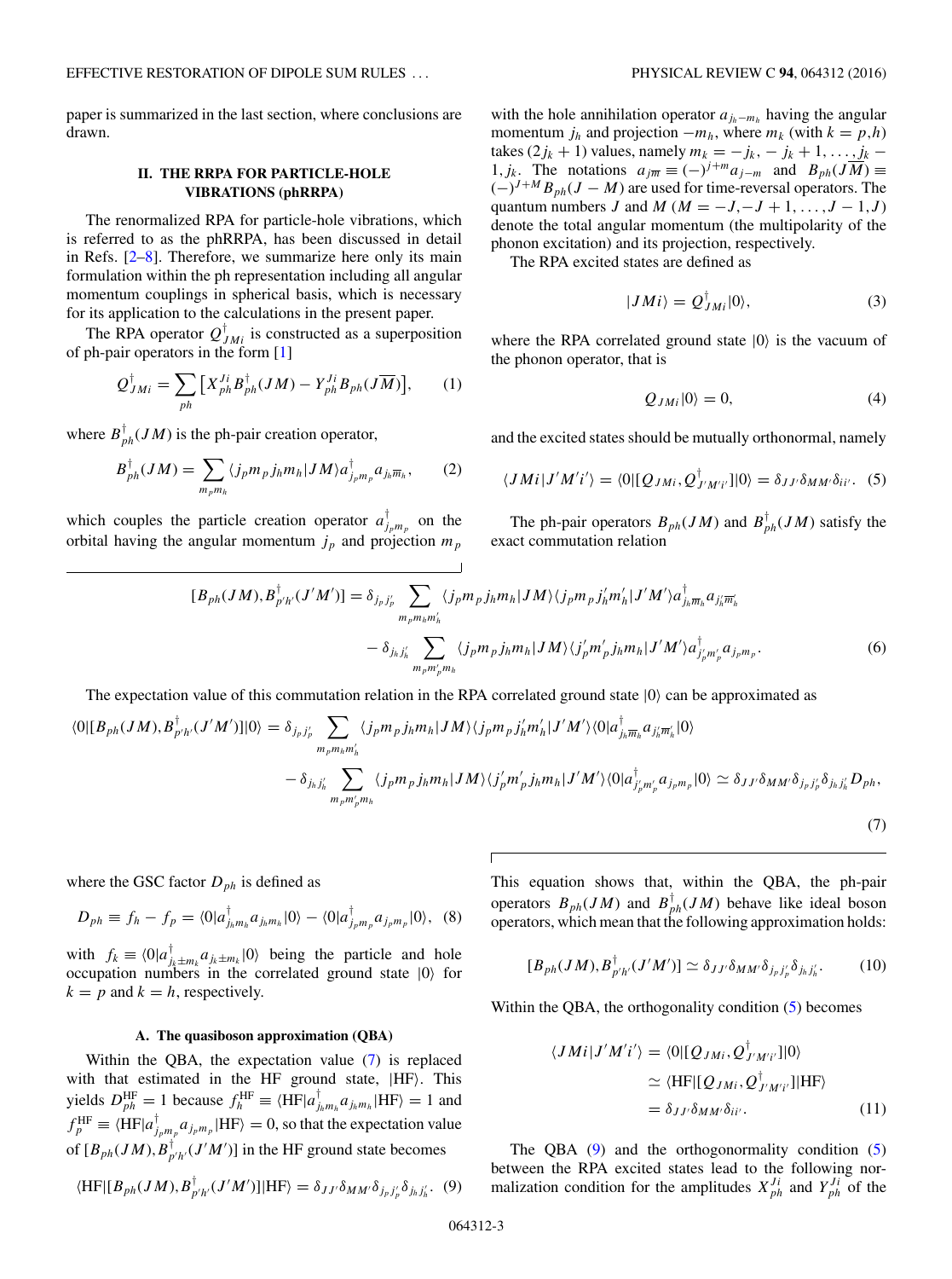paper is summarized in the last section, where conclusions are drawn.

## II. THE RRPA FOR PARTICLE-HOLE VIBRATIONS (phRRPA)

The renormalized RPA for particle-hole vibrations, which is referred to as the phRRPA, has been discussed in detail in Refs. [2–8]. Therefore, we summarize here only its main formulation within the ph representation including all angular momentum couplings in spherical basis, which is necessary for its application to the calculations in the present paper.

The RPA operator $Q^{\dagger}_{JMi}$ is constructed as a superposition of ph-pair operators in the form [1]

$$Q^{\dagger}_{JMi} = \sum_{ph} \left[ X^{Ji}_{ph} B^{\dagger}_{ph}(JM) - Y^{Ji}_{ph} B_{ph}(J\overline{M}) \right], \tag{1}$$

where $B^{\dagger}_{ph}(JM)$ is the ph-pair creation operator,

$$B^{\dagger}_{ph}(JM) = \sum_{m_p m_h} \langle j_p m_p j_h m_h | JM \rangle a^{\dagger}_{j_p m_p} a_{j_h \overline{m}_h}, \tag{2}$$

which couples the particle creation operator $a^{\dagger}_{j_p m_p}$ on the orbital having the angular momentum $j_p$ and projection $m_p$ with the hole annihilation operator $a_{j_h - m_h}$ having the angular momentum $j_h$ and projection $-m_h$, where $m_k$ (with $k = p,h$) takes $(2j_k + 1)$ values, namely $m_k = -j_k, -j_k + 1, \ldots, j_k - 1, j_k$. The notations $a_{j\overline{m}} \equiv (-)^{j+m} a_{j-m}$ and $B_{ph}(J\overline{M}) \equiv (-)^{J+M} B_{ph}(J - M)$ are used for time-reversal operators. The quantum numbers $J$ and $M$ ($M = -J, -J+1, \ldots, J-1, J$) denote the total angular momentum (the multipolarity of the phonon excitation) and its projection, respectively.

The RPA excited states are defined as

$$|JMi\rangle = Q^{\dagger}_{JMi}|0\rangle, \tag{3}$$

where the RPA correlated ground state $|0\rangle$ is the vacuum of the phonon operator, that is

$$Q_{JMi}|0\rangle = 0, \tag{4}$$

and the excited states should be mutually orthonormal, namely

$$\langle JMi | J'M'i' \rangle = \langle 0 | [Q_{JMi}, Q^{\dagger}_{J'M'i'}] | 0 \rangle = \delta_{JJ'} \delta_{MM'} \delta_{ii'}. \tag{5}$$

The ph-pair operators $B_{ph}(JM)$ and $B^{\dagger}_{ph}(JM)$ satisfy the exact commutation relation

$$[B_{ph}(JM), B^{\dagger}_{p'h'}(J'M')] = \delta_{j_p j'_p} \sum_{m_p m_h m'_h} \langle j_p m_p j_h m_h | JM \rangle \langle j_p m_p j'_h m'_h | J'M' \rangle a^{\dagger}_{j_h \overline{m}_h} a_{j'_h \overline{m}'_h} - \delta_{j_h j'_h} \sum_{m_p m'_p m_h} \langle j_p m_p j_h m_h | JM \rangle \langle j'_p m'_p j_h m_h | J'M' \rangle a^{\dagger}_{j'_p m'_p} a_{j_p m_p}. \tag{6}$$

The expectation value of this commutation relation in the RPA correlated ground state $|0\rangle$ can be approximated as

$$\langle 0 | [B_{ph}(JM), B^{\dagger}_{p'h'}(J'M')] | 0 \rangle = \delta_{j_p j'_p} \sum_{m_p m_h m'_h} \langle j_p m_p j_h m_h | JM \rangle \langle j_p m_p j'_h m'_h | J'M' \rangle \langle 0 | a^{\dagger}_{j_h \overline{m}_h} a_{j'_h \overline{m}'_h} | 0 \rangle - \delta_{j_h j'_h} \sum_{m_p m'_p m_h} \langle j_p m_p j_h m_h | JM \rangle \langle j'_p m'_p j_h m_h | J'M' \rangle \langle 0 | a^{\dagger}_{j'_p m'_p} a_{j_p m_p} | 0 \rangle \simeq \delta_{JJ'} \delta_{MM'} \delta_{j_p j'_p} \delta_{j_h j'_h} D_{ph}, \tag{7}$$

where the GSC factor $D_{ph}$ is defined as

$$D_{ph} \equiv f_h - f_p = \langle 0 | a^{\dagger}_{j_h m_h} a_{j_h m_h} | 0 \rangle - \langle 0 | a^{\dagger}_{j_p m_p} a_{j_p m_p} | 0 \rangle, \tag{8}$$

with $f_k \equiv \langle 0 | a^{\dagger}_{j_k \pm m_k} a_{j_k \pm m_k} | 0 \rangle$ being the particle and hole occupation numbers in the correlated ground state $|0\rangle$ for $k = p$ and $k = h$, respectively.

### A. The quasiboson approximation (QBA)

Within the QBA, the expectation value (7) is replaced with that estimated in the HF ground state, $|\mathrm{HF}\rangle$. This yields $D^{\mathrm{HF}}_{ph} = 1$ because $f^{\mathrm{HF}}_h \equiv \langle \mathrm{HF} | a^{\dagger}_{j_h m_h} a_{j_h m_h} | \mathrm{HF} \rangle = 1$ and $f^{\mathrm{HF}}_p \equiv \langle \mathrm{HF} | a^{\dagger}_{j_p m_p} a_{j_p m_p} | \mathrm{HF} \rangle = 0$, so that the expectation value of $[B_{ph}(JM), B^{\dagger}_{p'h'}(J'M')]$ in the HF ground state becomes

$$\langle \mathrm{HF} | [B_{ph}(JM), B^{\dagger}_{p'h'}(J'M')] | \mathrm{HF} \rangle = \delta_{JJ'} \delta_{MM'} \delta_{j_p j'_p} \delta_{j_h j'_h}. \tag{9}$$

This equation shows that, within the QBA, the ph-pair operators $B_{ph}(JM)$ and $B^{\dagger}_{ph}(JM)$ behave like ideal boson operators, which mean that the following approximation holds:

$$[B_{ph}(JM), B^{\dagger}_{p'h'}(J'M')] \simeq \delta_{JJ'} \delta_{MM'} \delta_{j_p j'_p} \delta_{j_h j'_h}. \tag{10}$$

Within the QBA, the orthogonality condition (5) becomes

$$\begin{aligned} \langle JMi | J'M'i' \rangle &= \langle 0 | [Q_{JMi}, Q^{\dagger}_{J'M'i'}] | 0 \rangle \\ &\simeq \langle \mathrm{HF} | [Q_{JMi}, Q^{\dagger}_{J'M'i'}] | \mathrm{HF} \rangle \\ &= \delta_{JJ'} \delta_{MM'} \delta_{ii'}. \end{aligned} \tag{11}$$

The QBA (9) and the orthogonormality condition (5) between the RPA excited states lead to the following normalization condition for the amplitudes $X^{Ji}_{ph}$ and $Y^{Ji}_{ph}$ of the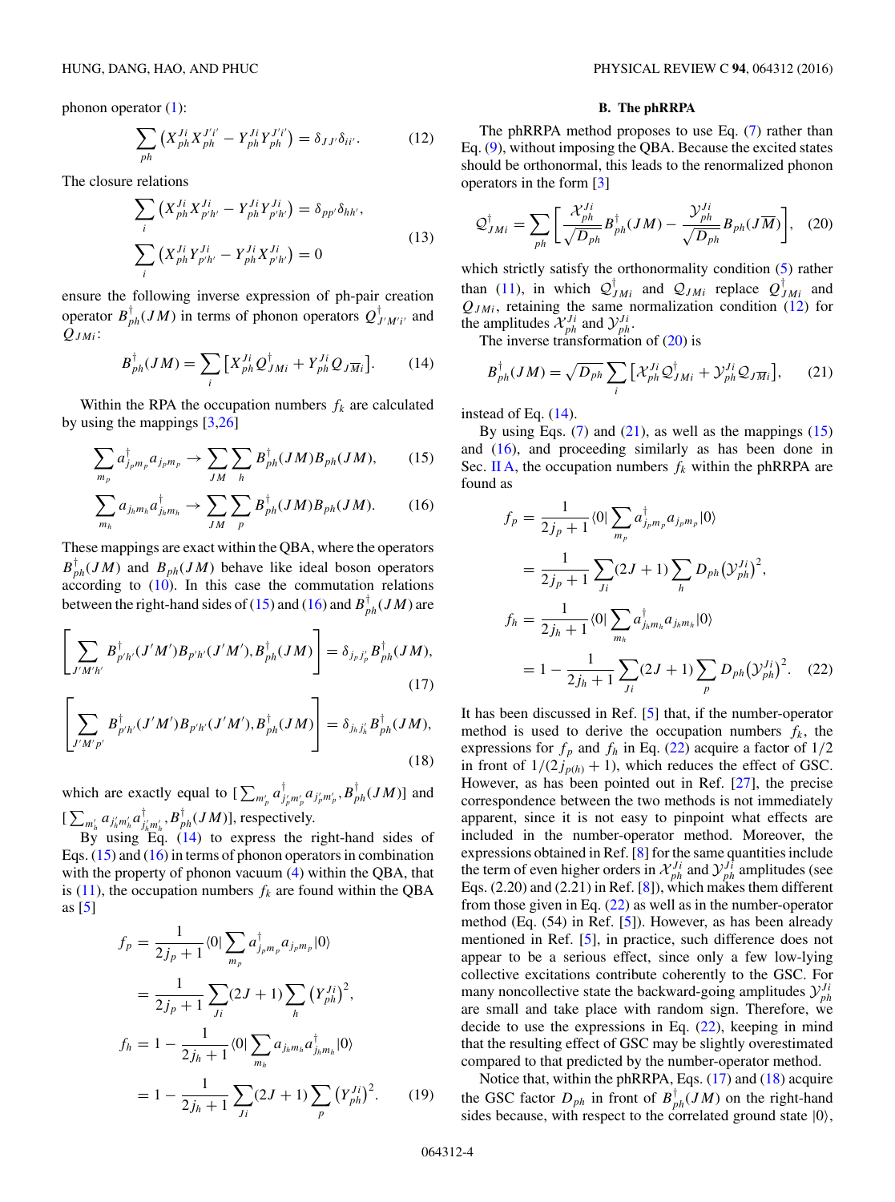phonon operator (1):

$$\sum_{ph} \left( X_{ph}^{Ji} X_{ph}^{J'i'} - Y_{ph}^{Ji} Y_{ph}^{J'i'} \right) = \delta_{JJ'} \delta_{ii'}. \tag{12}$$

The closure relations

$$\sum_{i} \left( X_{ph}^{Ji} X_{p'h'}^{Ji} - Y_{ph}^{Ji} Y_{p'h'}^{Ji} \right) = \delta_{pp'} \delta_{hh'},$$
$$\sum_{i} \left( X_{ph}^{Ji} Y_{p'h'}^{Ji} - Y_{ph}^{Ji} X_{p'h'}^{Ji} \right) = 0 \tag{13}$$

ensure the following inverse expression of ph-pair creation operator $B_{ph}^{\dagger}(JM)$ in terms of phonon operators $Q_{J'M'i'}^{\dagger}$ and $Q_{JMi}$:

$$B_{ph}^{\dagger}(JM) = \sum_{i} \left[ X_{ph}^{Ji} Q_{JMi}^{\dagger} + Y_{ph}^{Ji} Q_{J\overline{M}i} \right]. \tag{14}$$

Within the RPA the occupation numbers $f_k$ are calculated by using the mappings [3,26]

$$\sum_{m_p} a_{j_p m_p}^{\dagger} a_{j_p m_p} \rightarrow \sum_{JM} \sum_{h} B_{ph}^{\dagger}(JM) B_{ph}(JM), \tag{15}$$

$$\sum_{m_h} a_{j_h m_h} a_{j_h m_h}^{\dagger} \rightarrow \sum_{JM} \sum_{p} B_{ph}^{\dagger}(JM) B_{ph}(JM). \tag{16}$$

These mappings are exact within the QBA, where the operators $B_{ph}^{\dagger}(JM)$ and $B_{ph}(JM)$ behave like ideal boson operators according to (10). In this case the commutation relations between the right-hand sides of (15) and (16) and $B_{ph}^{\dagger}(JM)$ are

$$\left[ \sum_{J'M'h'} B_{p'h'}^{\dagger}(J'M') B_{p'h'}(J'M'), B_{ph}^{\dagger}(JM) \right] = \delta_{j_p j_p'} B_{ph}^{\dagger}(JM), \tag{17}$$

$$\left[ \sum_{J'M'p'} B_{p'h'}^{\dagger}(J'M') B_{p'h'}(J'M'), B_{ph}^{\dagger}(JM) \right] = \delta_{j_h j_h'} B_{ph}^{\dagger}(JM), \tag{18}$$

which are exactly equal to $[\sum_{m_p'} a_{j_p' m_p'}^{\dagger} a_{j_p' m_p'}, B_{ph}^{\dagger}(JM)]$ and $[\sum_{m_h'} a_{j_h' m_h'} a_{j_h' m_h'}^{\dagger}, B_{ph}^{\dagger}(JM)]$, respectively.

By using Eq. (14) to express the right-hand sides of Eqs. (15) and (16) in terms of phonon operators in combination with the property of phonon vacuum (4) within the QBA, that is (11), the occupation numbers $f_k$ are found within the QBA as [5]

$$f_p = \frac{1}{2j_p+1} \langle 0| \sum_{m_p} a_{j_p m_p}^{\dagger} a_{j_p m_p} |0\rangle$$
$$= \frac{1}{2j_p+1} \sum_{Ji} (2J+1) \sum_{h} \left( Y_{ph}^{Ji} \right)^2,$$
$$f_h = 1 - \frac{1}{2j_h+1} \langle 0| \sum_{m_h} a_{j_h m_h} a_{j_h m_h}^{\dagger} |0\rangle$$
$$= 1 - \frac{1}{2j_h+1} \sum_{Ji} (2J+1) \sum_{p} \left( Y_{ph}^{Ji} \right)^2. \tag{19}$$

## B. The phRRPA

The phRRPA method proposes to use Eq. (7) rather than Eq. (9), without imposing the QBA. Because the excited states should be orthonormal, this leads to the renormalized phonon operators in the form [3]

$$\mathcal{Q}_{JMi}^{\dagger} = \sum_{ph} \left[ \frac{\mathcal{X}_{ph}^{Ji}}{\sqrt{D_{ph}}} B_{ph}^{\dagger}(JM) - \frac{\mathcal{Y}_{ph}^{Ji}}{\sqrt{D_{ph}}} B_{ph}(J\overline{M}) \right], \tag{20}$$

which strictly satisfy the orthonormality condition (5) rather than (11), in which $\mathcal{Q}_{JMi}^{\dagger}$ and $\mathcal{Q}_{JMi}$ replace $Q_{JMi}^{\dagger}$ and $Q_{JMi}$, retaining the same normalization condition (12) for the amplitudes $\mathcal{X}_{ph}^{Ji}$ and $\mathcal{Y}_{ph}^{Ji}$.

The inverse transformation of (20) is

$$B_{ph}^{\dagger}(JM) = \sqrt{D_{ph}} \sum_{i} \left[ \mathcal{X}_{ph}^{Ji} \mathcal{Q}_{JMi}^{\dagger} + \mathcal{Y}_{ph}^{Ji} \mathcal{Q}_{J\overline{M}i} \right], \tag{21}$$

instead of Eq. (14).

By using Eqs. (7) and (21), as well as the mappings (15) and (16), and proceeding similarly as has been done in Sec. II A, the occupation numbers $f_k$ within the phRRPA are found as

$$f_p = \frac{1}{2j_p+1} \langle 0| \sum_{m_p} a_{j_p m_p}^{\dagger} a_{j_p m_p} |0\rangle$$
$$= \frac{1}{2j_p+1} \sum_{Ji} (2J+1) \sum_{h} D_{ph} \left( \mathcal{Y}_{ph}^{Ji} \right)^2,$$
$$f_h = \frac{1}{2j_h+1} \langle 0| \sum_{m_h} a_{j_h m_h}^{\dagger} a_{j_h m_h} |0\rangle$$
$$= 1 - \frac{1}{2j_h+1} \sum_{Ji} (2J+1) \sum_{p} D_{ph} \left( \mathcal{Y}_{ph}^{Ji} \right)^2. \tag{22}$$

It has been discussed in Ref. [5] that, if the number-operator method is used to derive the occupation numbers $f_k$, the expressions for $f_p$ and $f_h$ in Eq. (22) acquire a factor of $1/2$ in front of $1/(2j_{p(h)}+1)$, which reduces the effect of GSC. However, as has been pointed out in Ref. [27], the precise correspondence between the two methods is not immediately apparent, since it is not easy to pinpoint what effects are included in the number-operator method. Moreover, the expressions obtained in Ref. [8] for the same quantities include the term of even higher orders in $\mathcal{X}_{ph}^{Ji}$ and $\mathcal{Y}_{ph}^{Ji}$ amplitudes (see Eqs. (2.20) and (2.21) in Ref. [8]), which makes them different from those given in Eq. (22) as well as in the number-operator method (Eq. (54) in Ref. [5]). However, as has been already mentioned in Ref. [5], in practice, such difference does not appear to be a serious effect, since only a few low-lying collective excitations contribute coherently to the GSC. For many noncollective state the backward-going amplitudes $\mathcal{Y}_{ph}^{Ji}$ are small and take place with random sign. Therefore, we decide to use the expressions in Eq. (22), keeping in mind that the resulting effect of GSC may be slightly overestimated compared to that predicted by the number-operator method.

Notice that, within the phRRPA, Eqs. (17) and (18) acquire the GSC factor $D_{ph}$ in front of $B_{ph}^{\dagger}(JM)$ on the right-hand sides because, with respect to the correlated ground state $|0\rangle$,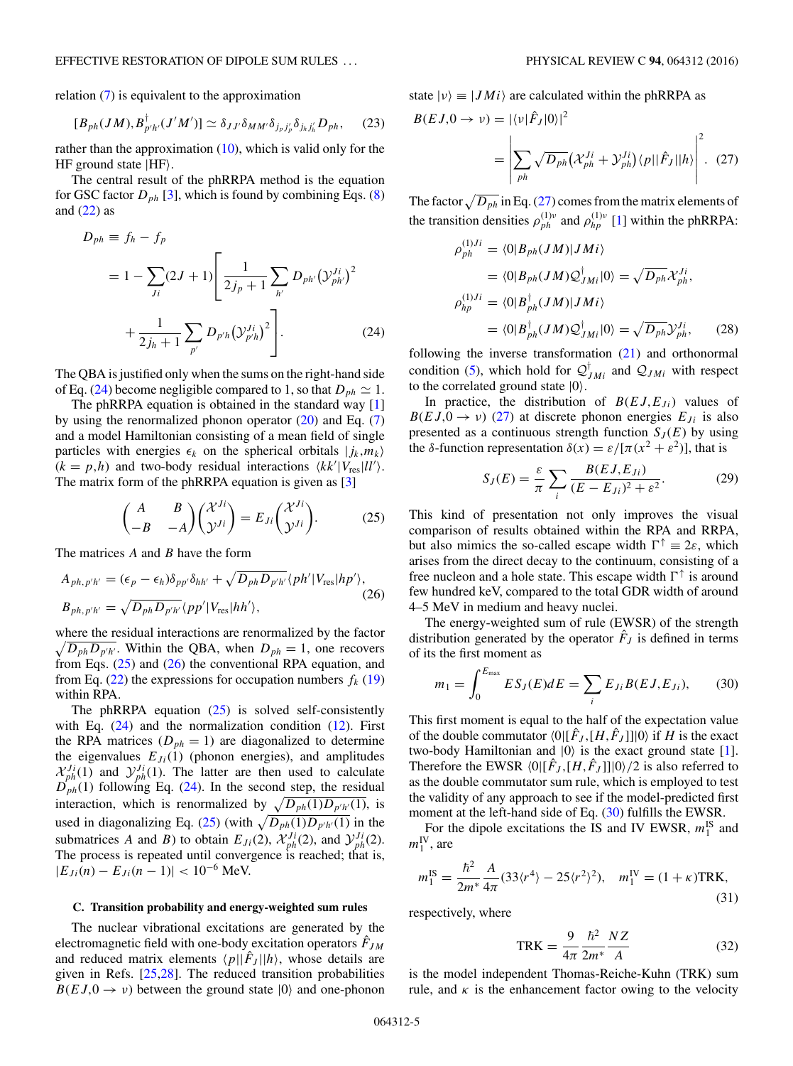relation (7) is equivalent to the approximation

$$[B_{ph}(JM), B^{\dagger}_{p'h'}(J'M')] \simeq \delta_{JJ'}\delta_{MM'}\delta_{j_p j'_p}\delta_{j_h j'_h} D_{ph}, \quad (23)$$

rather than the approximation (10), which is valid only for the HF ground state |HF⟩.

The central result of the phRRPA method is the equation for GSC factor $D_{ph}$ [3], which is found by combining Eqs. (8) and (22) as

$$\begin{aligned} D_{ph} &\equiv f_h - f_p \\ &= 1 - \sum_{Ji}(2J+1)\left[\frac{1}{2j_p+1}\sum_{h'} D_{ph'}\left(\mathcal{Y}^{Ji}_{ph'}\right)^2 \right.\\ &\quad \left. + \frac{1}{2j_h+1}\sum_{p'} D_{p'h}\left(\mathcal{Y}^{Ji}_{p'h}\right)^2\right]. \end{aligned} \quad (24)$$

The QBA is justified only when the sums on the right-hand side of Eq. (24) become negligible compared to 1, so that $D_{ph} \simeq 1$.

The phRRPA equation is obtained in the standard way [1] by using the renormalized phonon operator (20) and Eq. (7) and a model Hamiltonian consisting of a mean field of single particles with energies $\epsilon_k$ on the spherical orbitals $|j_k, m_k\rangle$ $(k = p, h)$ and two-body residual interactions $\langle kk'|V_{\rm res}|ll'\rangle$. The matrix form of the phRRPA equation is given as [3]

$$\begin{pmatrix} A & B \\ -B & -A \end{pmatrix}\begin{pmatrix} \mathcal{X}^{Ji} \\ \mathcal{Y}^{Ji} \end{pmatrix} = E_{Ji}\begin{pmatrix} \mathcal{X}^{Ji} \\ \mathcal{Y}^{Ji} \end{pmatrix}. \quad (25)$$

The matrices $A$ and $B$ have the form

$$\begin{aligned} A_{ph,p'h'} &= (\epsilon_p - \epsilon_h)\delta_{pp'}\delta_{hh'} + \sqrt{D_{ph}D_{p'h'}}\langle ph'|V_{\rm res}|hp'\rangle, \\ B_{ph,p'h'} &= \sqrt{D_{ph}D_{p'h'}}\langle pp'|V_{\rm res}|hh'\rangle, \end{aligned} \quad (26)$$

where the residual interactions are renormalized by the factor $\sqrt{D_{ph}D_{p'h'}}$. Within the QBA, when $D_{ph} = 1$, one recovers from Eqs. (25) and (26) the conventional RPA equation, and from Eq. (22) the expressions for occupation numbers $f_k$ (19) within RPA.

The phRRPA equation (25) is solved self-consistently with Eq. (24) and the normalization condition (12). First the RPA matrices ($D_{ph} = 1$) are diagonalized to determine the eigenvalues $E_{Ji}(1)$ (phonon energies), and amplitudes $\mathcal{X}^{Ji}_{ph}(1)$ and $\mathcal{Y}^{Ji}_{ph}(1)$. The latter are then used to calculate $D_{ph}(1)$ following Eq. (24). In the second step, the residual interaction, which is renormalized by $\sqrt{D_{ph}(1)D_{p'h'}(1)}$, is used in diagonalizing Eq. (25) (with $\sqrt{D_{ph}(1)D_{p'h'}(1)}$ in the submatrices $A$ and $B$) to obtain $E_{Ji}(2)$, $\mathcal{X}^{Ji}_{ph}(2)$, and $\mathcal{Y}^{Ji}_{ph}(2)$. The process is repeated until convergence is reached; that is, $|E_{Ji}(n) - E_{Ji}(n-1)| < 10^{-6}$ MeV.

### C. Transition probability and energy-weighted sum rules

The nuclear vibrational excitations are generated by the electromagnetic field with one-body excitation operators $\hat{F}_{JM}$ and reduced matrix elements $\langle p||\hat{F}_J||h\rangle$, whose details are given in Refs. [25,28]. The reduced transition probabilities $B(EJ, 0 \to \nu)$ between the ground state $|0\rangle$ and one-phonon state $|\nu\rangle \equiv |JMi\rangle$ are calculated within the phRRPA as

$$\begin{aligned} B(EJ, 0 \to \nu) &= |\langle \nu|\hat{F}_J|0\rangle|^2 \\ &= \left|\sum_{ph}\sqrt{D_{ph}}\left(\mathcal{X}^{Ji}_{ph} + \mathcal{Y}^{Ji}_{ph}\right)\langle p||\hat{F}_J||h\rangle\right|^2. \end{aligned} \quad (27)$$

The factor $\sqrt{D_{ph}}$ in Eq. (27) comes from the matrix elements of the transition densities $\rho^{(1)\nu}_{ph}$ and $\rho^{(1)\nu}_{hp}$ [1] within the phRRPA:

$$\begin{aligned} \rho^{(1)Ji}_{ph} &= \langle 0|B_{ph}(JM)|JMi\rangle \\ &= \langle 0|B_{ph}(JM)\mathcal{Q}^{\dagger}_{JMi}|0\rangle = \sqrt{D_{ph}}\mathcal{X}^{Ji}_{ph}, \\ \rho^{(1)Ji}_{hp} &= \langle 0|B^{\dagger}_{ph}(JM)|JMi\rangle \\ &= \langle 0|B^{\dagger}_{ph}(JM)\mathcal{Q}^{\dagger}_{JMi}|0\rangle = \sqrt{D_{ph}}\mathcal{Y}^{Ji}_{ph}, \end{aligned} \quad (28)$$

following the inverse transformation (21) and orthonormal condition (5), which hold for $\mathcal{Q}^{\dagger}_{JMi}$ and $\mathcal{Q}_{JMi}$ with respect to the correlated ground state $|0\rangle$.

In practice, the distribution of $B(EJ, E_{Ji})$ values of $B(EJ, 0 \to \nu)$ (27) at discrete phonon energies $E_{Ji}$ is also presented as a continuous strength function $S_J(E)$ by using the $\delta$-function representation $\delta(x) = \varepsilon/[\pi(x^2 + \varepsilon^2)]$, that is

$$S_J(E) = \frac{\varepsilon}{\pi}\sum_i \frac{B(EJ, E_{Ji})}{(E - E_{Ji})^2 + \varepsilon^2}. \quad (29)$$

This kind of presentation not only improves the visual comparison of results obtained within the RPA and RRPA, but also mimics the so-called escape width $\Gamma^{\uparrow} \equiv 2\varepsilon$, which arises from the direct decay to the continuum, consisting of a free nucleon and a hole state. This escape width $\Gamma^{\uparrow}$ is around few hundred keV, compared to the total GDR width of around 4–5 MeV in medium and heavy nuclei.

The energy-weighted sum of rule (EWSR) of the strength distribution generated by the operator $\hat{F}_J$ is defined in terms of its the first moment as

$$m_1 = \int_0^{E_{\max}} E S_J(E) dE = \sum_i E_{Ji} B(EJ, E_{Ji}), \quad (30)$$

This first moment is equal to the half of the expectation value of the double commutator $\langle 0|[\hat{F}_J, [H, \hat{F}_J]]|0\rangle$ if $H$ is the exact two-body Hamiltonian and $|0\rangle$ is the exact ground state [1]. Therefore the EWSR $\langle 0|[\hat{F}_J, [H, \hat{F}_J]]|0\rangle/2$ is also referred to as the double commutator sum rule, which is employed to test the validity of any approach to see if the model-predicted first moment at the left-hand side of Eq. (30) fulfills the EWSR.

For the dipole excitations the IS and IV EWSR, $m_1^{\rm IS}$ and $m_1^{\rm IV}$, are

$$m_1^{\rm IS} = \frac{\hbar^2}{2m^*}\frac{A}{4\pi}(33\langle r^4\rangle - 25\langle r^2\rangle^2), \quad m_1^{\rm IV} = (1 + \kappa){\rm TRK}, \quad (31)$$

respectively, where

$${\rm TRK} = \frac{9}{4\pi}\frac{\hbar^2}{2m^*}\frac{NZ}{A} \quad (32)$$

is the model independent Thomas-Reiche-Kuhn (TRK) sum rule, and $\kappa$ is the enhancement factor owing to the velocity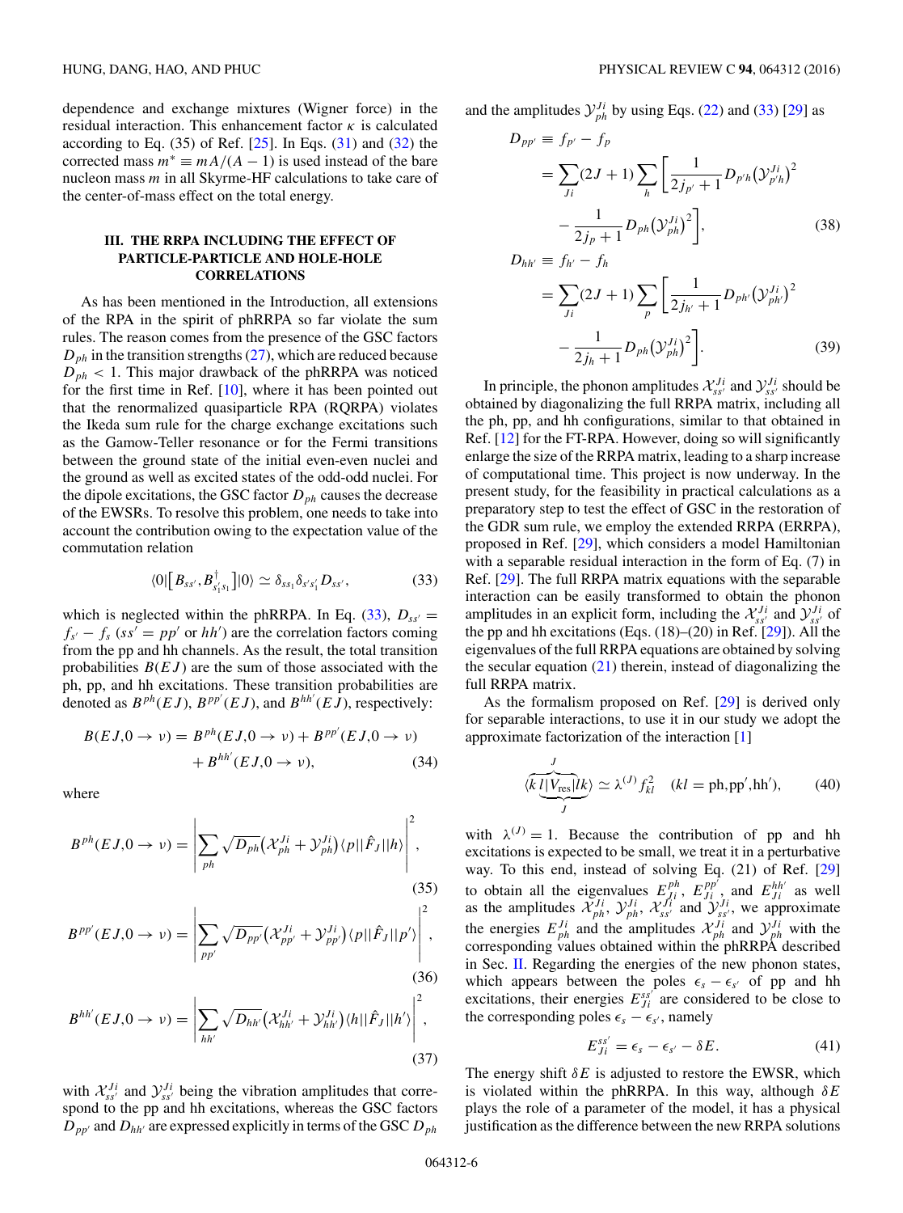dependence and exchange mixtures (Wigner force) in the residual interaction. This enhancement factor $\kappa$ is calculated according to Eq. (35) of Ref. [25]. In Eqs. (31) and (32) the corrected mass $m^* \equiv mA/(A-1)$ is used instead of the bare nucleon mass $m$ in all Skyrme-HF calculations to take care of the center-of-mass effect on the total energy.

### III. THE RRPA INCLUDING THE EFFECT OF PARTICLE-PARTICLE AND HOLE-HOLE CORRELATIONS

As has been mentioned in the Introduction, all extensions of the RPA in the spirit of phRRPA so far violate the sum rules. The reason comes from the presence of the GSC factors $D_{ph}$ in the transition strengths (27), which are reduced because $D_{ph} < 1$. This major drawback of the phRRPA was noticed for the first time in Ref. [10], where it has been pointed out that the renormalized quasiparticle RPA (RQRPA) violates the Ikeda sum rule for the charge exchange excitations such as the Gamow-Teller resonance or for the Fermi transitions between the ground state of the initial even-even nuclei and the ground as well as excited states of the odd-odd nuclei. For the dipole excitations, the GSC factor $D_{ph}$ causes the decrease of the EWSRs. To resolve this problem, one needs to take into account the contribution owing to the expectation value of the commutation relation

$$\langle 0|\left[B_{ss'},B^{\dagger}_{s'_1 s_1}\right]|0\rangle \simeq \delta_{ss_1}\delta_{s's'_1}D_{ss'}, \tag{33}$$

which is neglected within the phRRPA. In Eq. (33), $D_{ss'} = f_{s'} - f_s$ ($ss' = pp'$ or $hh'$) are the correlation factors coming from the pp and hh channels. As the result, the total transition probabilities $B(EJ)$ are the sum of those associated with the ph, pp, and hh excitations. These transition probabilities are denoted as $B^{ph}(EJ)$, $B^{pp'}(EJ)$, and $B^{hh'}(EJ)$, respectively:

$$B(EJ,0\to\nu) = B^{ph}(EJ,0\to\nu) + B^{pp'}(EJ,0\to\nu) + B^{hh'}(EJ,0\to\nu), \tag{34}$$

where

$$B^{ph}(EJ,0\to\nu) = \left|\sum_{ph}\sqrt{D_{ph}}\left(\mathcal{X}^{Ji}_{ph} + \mathcal{Y}^{Ji}_{ph}\right)\langle p||\hat{F}_J||h\rangle\right|^2, \tag{35}$$

$$B^{pp'}(EJ,0\to\nu) = \left|\sum_{pp'}\sqrt{D_{pp'}}\left(\mathcal{X}^{Ji}_{pp'} + \mathcal{Y}^{Ji}_{pp'}\right)\langle p||\hat{F}_J||p'\rangle\right|^2, \tag{36}$$

$$B^{hh'}(EJ,0\to\nu) = \left|\sum_{hh'}\sqrt{D_{hh'}}\left(\mathcal{X}^{Ji}_{hh'} + \mathcal{Y}^{Ji}_{hh'}\right)\langle h||\hat{F}_J||h'\rangle\right|^2, \tag{37}$$

with $\mathcal{X}^{Ji}_{ss'}$ and $\mathcal{Y}^{Ji}_{ss'}$ being the vibration amplitudes that correspond to the pp and hh excitations, whereas the GSC factors $D_{pp'}$ and $D_{hh'}$ are expressed explicitly in terms of the GSC $D_{ph}$ and the amplitudes $\mathcal{Y}^{Ji}_{ph}$ by using Eqs. (22) and (33) [29] as

$$\begin{aligned} D_{pp'} &\equiv f_{p'} - f_p \\ &= \sum_{Ji}(2J+1)\sum_h\left[\frac{1}{2j_{p'}+1}D_{p'h}\left(\mathcal{Y}^{Ji}_{p'h}\right)^2 - \frac{1}{2j_p+1}D_{ph}\left(\mathcal{Y}^{Ji}_{ph}\right)^2\right], \end{aligned} \tag{38}$$

$$\begin{aligned} D_{hh'} &\equiv f_{h'} - f_h \\ &= \sum_{Ji}(2J+1)\sum_p\left[\frac{1}{2j_{h'}+1}D_{ph'}\left(\mathcal{Y}^{Ji}_{ph'}\right)^2 - \frac{1}{2j_h+1}D_{ph}\left(\mathcal{Y}^{Ji}_{ph}\right)^2\right]. \end{aligned} \tag{39}$$

In principle, the phonon amplitudes $\mathcal{X}^{Ji}_{ss'}$ and $\mathcal{Y}^{Ji}_{ss'}$ should be obtained by diagonalizing the full RRPA matrix, including all the ph, pp, and hh configurations, similar to that obtained in Ref. [12] for the FT-RPA. However, doing so will significantly enlarge the size of the RRPA matrix, leading to a sharp increase of computational time. This project is now underway. In the present study, for the feasibility in practical calculations as a preparatory step to test the effect of GSC in the restoration of the GDR sum rule, we employ the extended RRPA (ERRPA), proposed in Ref. [29], which considers a model Hamiltonian with a separable residual interaction in the form of Eq. (7) in Ref. [29]. The full RRPA matrix equations with the separable interaction can be easily transformed to obtain the phonon amplitudes in an explicit form, including the $\mathcal{X}^{Ji}_{ss'}$ and $\mathcal{Y}^{Ji}_{ss'}$ of the pp and hh excitations (Eqs. (18)–(20) in Ref. [29]). All the eigenvalues of the full RRPA equations are obtained by solving the secular equation (21) therein, instead of diagonalizing the full RRPA matrix.

As the formalism proposed on Ref. [29] is derived only for separable interactions, to use it in our study we adopt the approximate factorization of the interaction [1]

$$\langle \underbrace{\overbrace{k\,l|V_{\rm res}|lk}^{J}}_{J}\rangle \simeq \lambda^{(J)} f^2_{kl} \quad (kl = \text{ph}, \text{pp}', \text{hh}'), \tag{40}$$

with $\lambda^{(J)} = 1$. Because the contribution of pp and hh excitations is expected to be small, we treat it in a perturbative way. To this end, instead of solving Eq. (21) of Ref. [29] to obtain all the eigenvalues $E^{ph}_{Ji}$, $E^{pp'}_{Ji}$, and $E^{hh'}_{Ji}$ as well as the amplitudes $\mathcal{X}^{Ji}_{ph}$, $\mathcal{Y}^{Ji}_{ph}$, $\mathcal{X}^{Ji}_{ss'}$ and $\mathcal{Y}^{Ji}_{ss'}$, we approximate the energies $E^{Ji}_{ph}$ and the amplitudes $\mathcal{X}^{Ji}_{ph}$ and $\mathcal{Y}^{Ji}_{ph}$ with the corresponding values obtained within the phRRPA described in Sec. II. Regarding the energies of the new phonon states, which appears between the poles $\epsilon_s - \epsilon_{s'}$ of pp and hh excitations, their energies $E^{ss'}_{Ji}$ are considered to be close to the corresponding poles $\epsilon_s - \epsilon_{s'}$, namely

$$E^{ss'}_{Ji} = \epsilon_s - \epsilon_{s'} - \delta E. \tag{41}$$

The energy shift $\delta E$ is adjusted to restore the EWSR, which is violated within the phRRPA. In this way, although $\delta E$ plays the role of a parameter of the model, it has a physical justification as the difference between the new RRPA solutions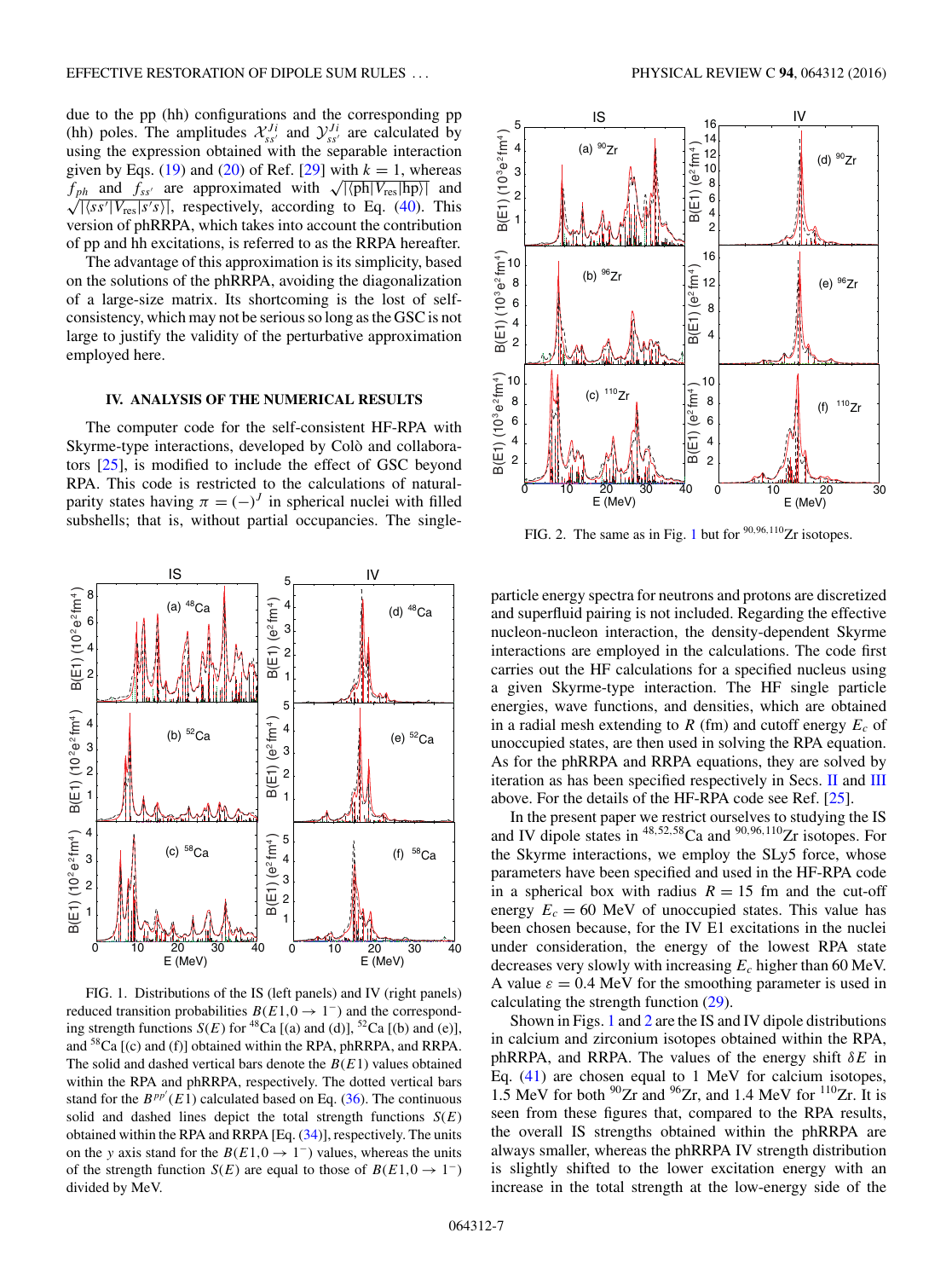due to the pp (hh) configurations and the corresponding pp (hh) poles. The amplitudes $\mathcal{X}_{ss'}^{Ji}$ and $\mathcal{Y}_{ss'}^{Ji}$ are calculated by using the expression obtained with the separable interaction given by Eqs. (19) and (20) of Ref. [29] with $k = 1$, whereas $f_{ph}$ and $f_{ss'}$ are approximated with $\sqrt{|\langle ph|V_{\rm res}|hp\rangle|}$ and $\sqrt{|\langle ss'|V_{\rm res}|s's\rangle|}$, respectively, according to Eq. (40). This version of phRRPA, which takes into account the contribution of pp and hh excitations, is referred to as the RRPA hereafter.

The advantage of this approximation is its simplicity, based on the solutions of the phRRPA, avoiding the diagonalization of a large-size matrix. Its shortcoming is the lost of self-consistency, which may not be serious so long as the GSC is not large to justify the validity of the perturbative approximation employed here.

## IV. ANALYSIS OF THE NUMERICAL RESULTS

The computer code for the self-consistent HF-RPA with Skyrme-type interactions, developed by Colò and collaborators [25], is modified to include the effect of GSC beyond RPA. This code is restricted to the calculations of natural-parity states having $\pi = (-)^J$ in spherical nuclei with filled subshells; that is, without partial occupancies. The single-particle energy spectra for neutrons and protons are discretized and superfluid pairing is not included. Regarding the effective nucleon-nucleon interaction, the density-dependent Skyrme interactions are employed in the calculations. The code first carries out the HF calculations for a specified nucleus using a given Skyrme-type interaction. The HF single particle energies, wave functions, and densities, which are obtained in a radial mesh extending to $R$ (fm) and cutoff energy $E_c$ of unoccupied states, are then used in solving the RPA equation. As for the phRRPA and RRPA equations, they are solved by iteration as has been specified respectively in Secs. II and III above. For the details of the HF-RPA code see Ref. [25].

FIG. 1. Distributions of the IS (left panels) and IV (right panels) reduced transition probabilities $B(E1, 0 \to 1^-)$ and the corresponding strength functions $S(E)$ for $^{48}$Ca [(a) and (d)], $^{52}$Ca [(b) and (e)], and $^{58}$Ca [(c) and (f)] obtained within the RPA, phRRPA, and RRPA. The solid and dashed vertical bars denote the $B(E1)$ values obtained within the RPA and phRRPA, respectively. The dotted vertical bars stand for the $B^{pp'}(E1)$ calculated based on Eq. (36). The continuous solid and dashed lines depict the total strength functions $S(E)$ obtained within the RPA and RRPA [Eq. (34)], respectively. The units on the $y$ axis stand for the $B(E1, 0 \to 1^-)$ values, whereas the units of the strength function $S(E)$ are equal to those of $B(E1, 0 \to 1^-)$ divided by MeV.

FIG. 2. The same as in Fig. 1 but for $^{90,96,110}$Zr isotopes.

In the present paper we restrict ourselves to studying the IS and IV dipole states in $^{48,52,58}$Ca and $^{90,96,110}$Zr isotopes. For the Skyrme interactions, we employ the SLy5 force, whose parameters have been specified and used in the HF-RPA code in a spherical box with radius $R = 15$ fm and the cut-off energy $E_c = 60$ MeV of unoccupied states. This value has been chosen because, for the IV E1 excitations in the nuclei under consideration, the energy of the lowest RPA state decreases very slowly with increasing $E_c$ higher than 60 MeV. A value $\varepsilon = 0.4$ MeV for the smoothing parameter is used in calculating the strength function (29).

Shown in Figs. 1 and 2 are the IS and IV dipole distributions in calcium and zirconium isotopes obtained within the RPA, phRRPA, and RRPA. The values of the energy shift $\delta E$ in Eq. (41) are chosen equal to 1 MeV for calcium isotopes, 1.5 MeV for both $^{90}$Zr and $^{96}$Zr, and 1.4 MeV for $^{110}$Zr. It is seen from these figures that, compared to the RPA results, the overall IS strengths obtained within the phRRPA are always smaller, whereas the phRRPA IV strength distribution is slightly shifted to the lower excitation energy with an increase in the total strength at the low-energy side of the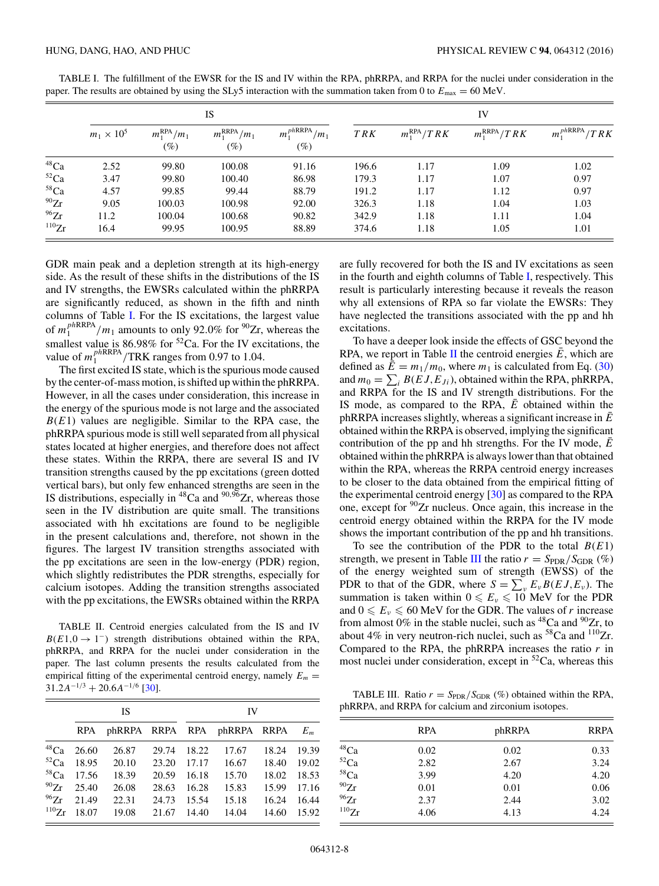TABLE I. The fulfillment of the EWSR for the IS and IV within the RPA, phRRPA, and RRPA for the nuclei under consideration in the paper. The results are obtained by using the SLy5 interaction with the summation taken from 0 to $E_{\rm max} = 60$ MeV.

| | IS | | | | IV | | | |
|---|---|---|---|---|---|---|---|---|
| | $m_1 \times 10^5$ | $m_1^{\rm RPA}/m_1$ (%) | $m_1^{\rm RRPA}/m_1$ (%) | $m_1^{ph\rm RRPA}/m_1$ (%) | $TRK$ | $m_1^{\rm RPA}/TRK$ | $m_1^{\rm RRPA}/TRK$ | $m_1^{ph\rm RRPA}/TRK$ |
| $^{48}$Ca | 2.52 | 99.80 | 100.08 | 91.16 | 196.6 | 1.17 | 1.09 | 1.02 |
| $^{52}$Ca | 3.47 | 99.80 | 100.40 | 86.98 | 179.3 | 1.17 | 1.07 | 0.97 |
| $^{58}$Ca | 4.57 | 99.85 | 99.44 | 88.79 | 191.2 | 1.17 | 1.12 | 0.97 |
| $^{90}$Zr | 9.05 | 100.03 | 100.98 | 92.00 | 326.3 | 1.18 | 1.04 | 1.03 |
| $^{96}$Zr | 11.2 | 100.04 | 100.68 | 90.82 | 342.9 | 1.18 | 1.11 | 1.04 |
| $^{110}$Zr | 16.4 | 99.95 | 100.95 | 88.89 | 374.6 | 1.18 | 1.05 | 1.01 |

GDR main peak and a depletion strength at its high-energy side. As the result of these shifts in the distributions of the IS and IV strengths, the EWSRs calculated within the phRRPA are significantly reduced, as shown in the fifth and ninth columns of Table I. For the IS excitations, the largest value of $m_1^{ph\rm RRPA}/m_1$ amounts to only 92.0% for $^{90}$Zr, whereas the smallest value is 86.98% for $^{52}$Ca. For the IV excitations, the value of $m_1^{ph\rm RRPA}$/TRK ranges from 0.97 to 1.04.

The first excited IS state, which is the spurious mode caused by the center-of-mass motion, is shifted up within the phRRPA. However, in all the cases under consideration, this increase in the energy of the spurious mode is not large and the associated $B(E1)$ values are negligible. Similar to the RPA case, the phRRPA spurious mode is still well separated from all physical states located at higher energies, and therefore does not affect these states. Within the RRPA, there are several IS and IV transition strengths caused by the pp excitations (green dotted vertical bars), but only few enhanced strengths are seen in the IS distributions, especially in $^{48}$Ca and $^{90,96}$Zr, whereas those seen in the IV distribution are quite small. The transitions associated with hh excitations are found to be negligible in the present calculations and, therefore, not shown in the figures. The largest IV transition strengths associated with the pp excitations are seen in the low-energy (PDR) region, which slightly redistributes the PDR strengths, especially for calcium isotopes. Adding the transition strengths associated with the pp excitations, the EWSRs obtained within the RRPA are fully recovered for both the IS and IV excitations as seen in the fourth and eighth columns of Table I, respectively. This result is particularly interesting because it reveals the reason why all extensions of RPA so far violate the EWSRs: They have neglected the transitions associated with the pp and hh excitations.

To have a deeper look inside the effects of GSC beyond the RPA, we report in Table II the centroid energies $\bar{E}$, which are defined as $\bar{E} = m_1/m_0$, where $m_1$ is calculated from Eq. (30) and $m_0 = \sum_i B(EJ,E_{Ji})$, obtained within the RPA, phRRPA, and RRPA for the IS and IV strength distributions. For the IS mode, as compared to the RPA, $\bar{E}$ obtained within the phRRPA increases slightly, whereas a significant increase in $\bar{E}$ obtained within the RRPA is observed, implying the significant contribution of the pp and hh strengths. For the IV mode, $\bar{E}$ obtained within the phRRPA is always lower than that obtained within the RPA, whereas the RRPA centroid energy increases to be closer to the data obtained from the empirical fitting of the experimental centroid energy [30] as compared to the RPA one, except for $^{90}$Zr nucleus. Once again, this increase in the centroid energy obtained within the RRPA for the IV mode shows the important contribution of the pp and hh transitions.

TABLE II. Centroid energies calculated from the IS and IV $B(E1,0 \to 1^-)$ strength distributions obtained within the RPA, phRRPA, and RRPA for the nuclei under consideration in the paper. The last column presents the results calculated from the empirical fitting of the experimental centroid energy, namely $E_m = 31.2A^{-1/3} + 20.6A^{-1/6}$ [30].

| | IS | | | IV | | | |
|---|---|---|---|---|---|---|---|
| | RPA | phRRPA | RRPA | RPA | phRRPA | RRPA | $E_m$ |
| $^{48}$Ca | 26.60 | 26.87 | 29.74 | 18.22 | 17.67 | 18.24 | 19.39 |
| $^{52}$Ca | 18.95 | 20.10 | 23.20 | 17.17 | 16.67 | 18.40 | 19.02 |
| $^{58}$Ca | 17.56 | 18.39 | 20.59 | 16.18 | 15.70 | 18.02 | 18.53 |
| $^{90}$Zr | 25.40 | 26.08 | 28.63 | 16.28 | 15.83 | 15.99 | 17.16 |
| $^{96}$Zr | 21.49 | 22.31 | 24.73 | 15.54 | 15.18 | 16.24 | 16.44 |
| $^{110}$Zr | 18.07 | 19.08 | 21.67 | 14.40 | 14.04 | 14.60 | 15.92 |

To see the contribution of the PDR to the total $B(E1)$ strength, we present in Table III the ratio $r = S_{\rm PDR}/S_{\rm GDR}$ (%) of the energy weighted sum of strength (EWSS) of the PDR to that of the GDR, where $S = \sum_\nu E_\nu B(EJ,E_\nu)$. The summation is taken within $0 \leqslant E_\nu \leqslant 10$ MeV for the PDR and $0 \leqslant E_\nu \leqslant 60$ MeV for the GDR. The values of $r$ increase from almost 0% in the stable nuclei, such as $^{48}$Ca and $^{90}$Zr, to about 4% in very neutron-rich nuclei, such as $^{58}$Ca and $^{110}$Zr. Compared to the RPA, the phRRPA increases the ratio $r$ in most nuclei under consideration, except in $^{52}$Ca, whereas this

TABLE III. Ratio $r = S_{\rm PDR}/S_{\rm GDR}$ (%) obtained within the RPA, phRRPA, and RRPA for calcium and zirconium isotopes.

| | RPA | phRRPA | RRPA |
|---|---|---|---|
| $^{48}$Ca | 0.02 | 0.02 | 0.33 |
| $^{52}$Ca | 2.82 | 2.67 | 3.24 |
| $^{58}$Ca | 3.99 | 4.20 | 4.20 |
| $^{90}$Zr | 0.01 | 0.01 | 0.06 |
| $^{96}$Zr | 2.37 | 2.44 | 3.02 |
| $^{110}$Zr | 4.06 | 4.13 | 4.24 |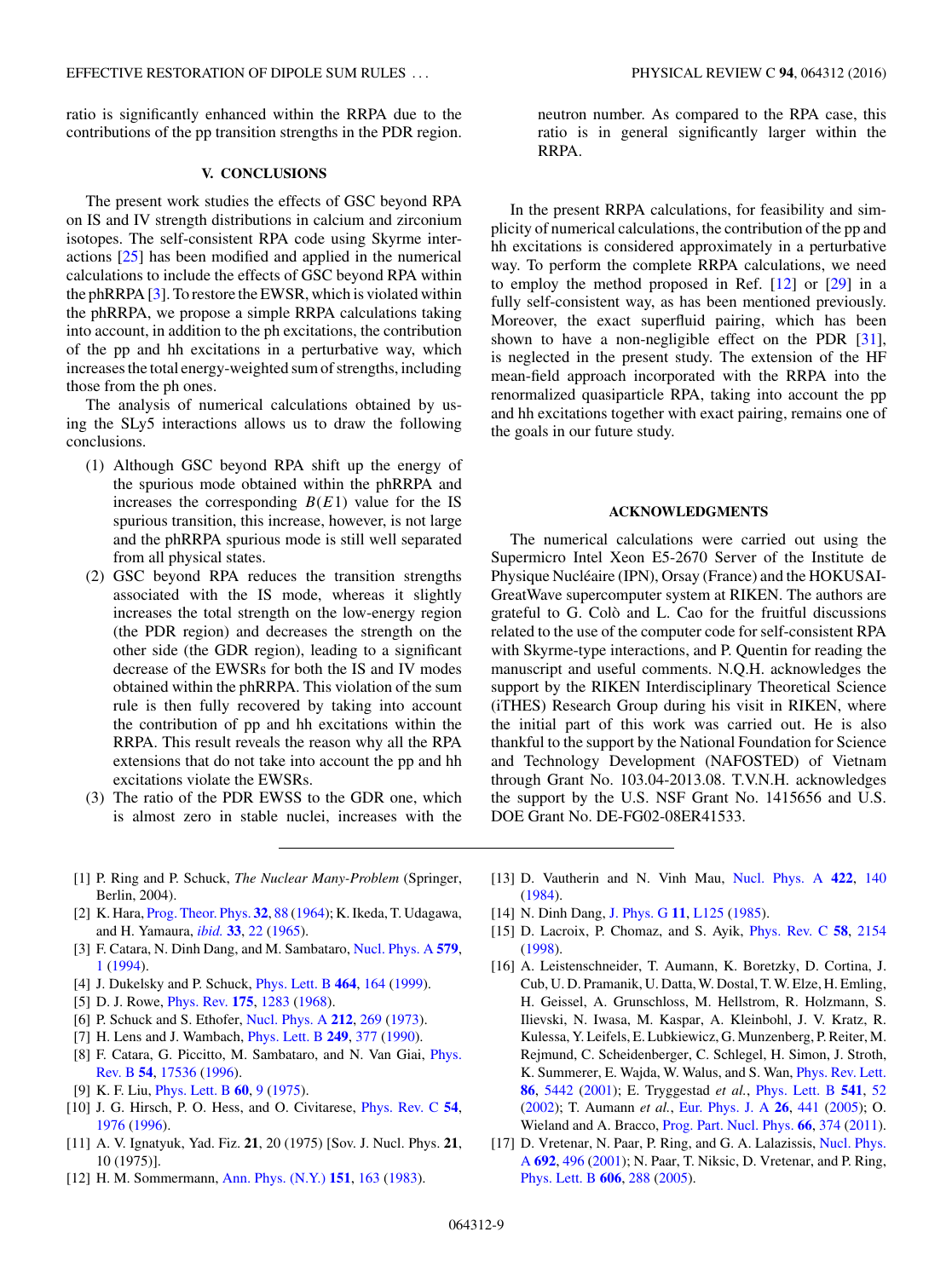ratio is significantly enhanced within the RRPA due to the contributions of the pp transition strengths in the PDR region.

## V. CONCLUSIONS

The present work studies the effects of GSC beyond RPA on IS and IV strength distributions in calcium and zirconium isotopes. The self-consistent RPA code using Skyrme interactions [25] has been modified and applied in the numerical calculations to include the effects of GSC beyond RPA within the phRRPA [3]. To restore the EWSR, which is violated within the phRRPA, we propose a simple RRPA calculations taking into account, in addition to the ph excitations, the contribution of the pp and hh excitations in a perturbative way, which increases the total energy-weighted sum of strengths, including those from the ph ones.

The analysis of numerical calculations obtained by using the SLy5 interactions allows us to draw the following conclusions.

1. Although GSC beyond RPA shift up the energy of the spurious mode obtained within the phRRPA and increases the corresponding $B(E1)$ value for the IS spurious transition, this increase, however, is not large and the phRRPA spurious mode is still well separated from all physical states.
2. GSC beyond RPA reduces the transition strengths associated with the IS mode, whereas it slightly increases the total strength on the low-energy region (the PDR region) and decreases the strength on the other side (the GDR region), leading to a significant decrease of the EWSRs for both the IS and IV modes obtained within the phRRPA. This violation of the sum rule is then fully recovered by taking into account the contribution of pp and hh excitations within the RRPA. This result reveals the reason why all the RPA extensions that do not take into account the pp and hh excitations violate the EWSRs.
3. The ratio of the PDR EWSS to the GDR one, which is almost zero in stable nuclei, increases with the neutron number. As compared to the RPA case, this ratio is in general significantly larger within the RRPA.

In the present RRPA calculations, for feasibility and simplicity of numerical calculations, the contribution of the pp and hh excitations is considered approximately in a perturbative way. To perform the complete RRPA calculations, we need to employ the method proposed in Ref. [12] or [29] in a fully self-consistent way, as has been mentioned previously. Moreover, the exact superfluid pairing, which has been shown to have a non-negligible effect on the PDR [31], is neglected in the present study. The extension of the HF mean-field approach incorporated with the RRPA into the renormalized quasiparticle RPA, taking into account the pp and hh excitations together with exact pairing, remains one of the goals in our future study.

## ACKNOWLEDGMENTS

The numerical calculations were carried out using the Supermicro Intel Xeon E5-2670 Server of the Institute de Physique Nucléaire (IPN), Orsay (France) and the HOKUSAI-GreatWave supercomputer system at RIKEN. The authors are grateful to G. Colò and L. Cao for the fruitful discussions related to the use of the computer code for self-consistent RPA with Skyrme-type interactions, and P. Quentin for reading the manuscript and useful comments. N.Q.H. acknowledges the support by the RIKEN Interdisciplinary Theoretical Science (iTHES) Research Group during his visit in RIKEN, where the initial part of this work was carried out. He is also thankful to the support by the National Foundation for Science and Technology Development (NAFOSTED) of Vietnam through Grant No. 103.04-2013.08. T.V.N.H. acknowledges the support by the U.S. NSF Grant No. 1415656 and U.S. DOE Grant No. DE-FG02-08ER41533.

---

[1] P. Ring and P. Schuck, *The Nuclear Many-Problem* (Springer, Berlin, 2004).

[2] K. Hara, Prog. Theor. Phys. **32**, 88 (1964); K. Ikeda, T. Udagawa, and H. Yamaura, *ibid.* **33**, 22 (1965).

[3] F. Catara, N. Dinh Dang, and M. Sambataro, Nucl. Phys. A **579**, 1 (1994).

[4] J. Dukelsky and P. Schuck, Phys. Lett. B **464**, 164 (1999).

[5] D. J. Rowe, Phys. Rev. **175**, 1283 (1968).

[6] P. Schuck and S. Ethofer, Nucl. Phys. A **212**, 269 (1973).

[7] H. Lens and J. Wambach, Phys. Lett. B **249**, 377 (1990).

[8] F. Catara, G. Piccitto, M. Sambataro, and N. Van Giai, Phys. Rev. B **54**, 17536 (1996).

[9] K. F. Liu, Phys. Lett. B **60**, 9 (1975).

[10] J. G. Hirsch, P. O. Hess, and O. Civitarese, Phys. Rev. C **54**, 1976 (1996).

[11] A. V. Ignatyuk, Yad. Fiz. **21**, 20 (1975) [Sov. J. Nucl. Phys. **21**, 10 (1975)].

[12] H. M. Sommermann, Ann. Phys. (N.Y.) **151**, 163 (1983).

[13] D. Vautherin and N. Vinh Mau, Nucl. Phys. A **422**, 140 (1984).

[14] N. Dinh Dang, J. Phys. G **11**, L125 (1985).

[15] D. Lacroix, P. Chomaz, and S. Ayik, Phys. Rev. C **58**, 2154 (1998).

[16] A. Leistenschneider, T. Aumann, K. Boretzky, D. Cortina, J. Cub, U. D. Pramanik, U. Datta, W. Dostal, T. W. Elze, H. Emling, H. Geissel, A. Grunschloss, M. Hellstrom, R. Holzmann, S. Ilievski, N. Iwasa, M. Kaspar, A. Kleinbohl, J. V. Kratz, R. Kulessa, Y. Leifels, E. Lubkiewicz, G. Munzenberg, P. Reiter, M. Rejmund, C. Scheidenberger, C. Schlegel, H. Simon, J. Stroth, K. Summerer, E. Wajda, W. Walus, and S. Wan, Phys. Rev. Lett. **86**, 5442 (2001); E. Tryggestad *et al.*, Phys. Lett. B **541**, 52 (2002); T. Aumann *et al.*, Eur. Phys. J. A **26**, 441 (2005); O. Wieland and A. Bracco, Prog. Part. Nucl. Phys. **66**, 374 (2011).

[17] D. Vretenar, N. Paar, P. Ring, and G. A. Lalazissis, Nucl. Phys. A **692**, 496 (2001); N. Paar, T. Niksic, D. Vretenar, and P. Ring, Phys. Lett. B **606**, 288 (2005).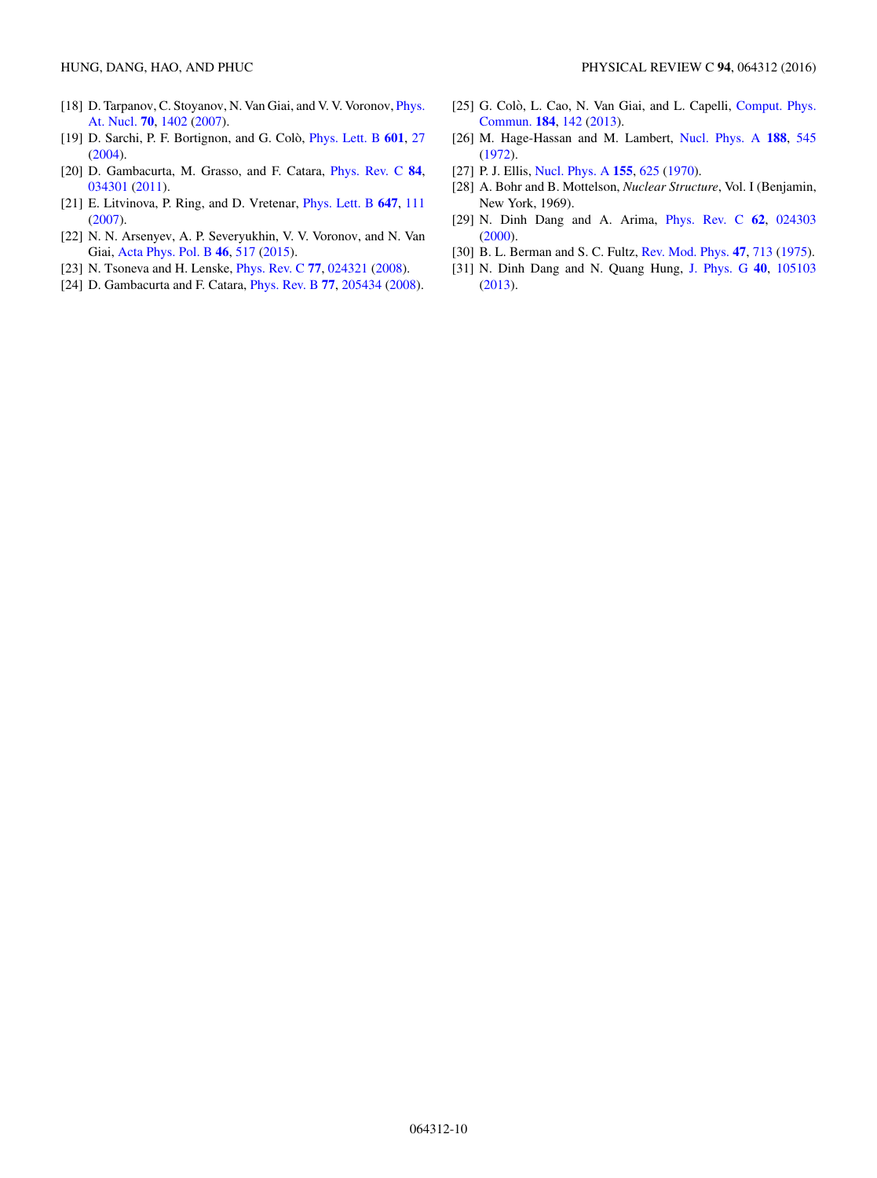[18] D. Tarpanov, C. Stoyanov, N. Van Giai, and V. V. Voronov, Phys. At. Nucl. **70**, 1402 (2007).

[19] D. Sarchi, P. F. Bortignon, and G. Colò, Phys. Lett. B **601**, 27 (2004).

[20] D. Gambacurta, M. Grasso, and F. Catara, Phys. Rev. C **84**, 034301 (2011).

[21] E. Litvinova, P. Ring, and D. Vretenar, Phys. Lett. B **647**, 111 (2007).

[22] N. N. Arsenyev, A. P. Severyukhin, V. V. Voronov, and N. Van Giai, Acta Phys. Pol. B **46**, 517 (2015).

[23] N. Tsoneva and H. Lenske, Phys. Rev. C **77**, 024321 (2008).

[24] D. Gambacurta and F. Catara, Phys. Rev. B **77**, 205434 (2008).

[25] G. Colò, L. Cao, N. Van Giai, and L. Capelli, Comput. Phys. Commun. **184**, 142 (2013).

[26] M. Hage-Hassan and M. Lambert, Nucl. Phys. A **188**, 545 (1972).

[27] P. J. Ellis, Nucl. Phys. A **155**, 625 (1970).

[28] A. Bohr and B. Mottelson, *Nuclear Structure*, Vol. I (Benjamin, New York, 1969).

[29] N. Dinh Dang and A. Arima, Phys. Rev. C **62**, 024303 (2000).

[30] B. L. Berman and S. C. Fultz, Rev. Mod. Phys. **47**, 713 (1975).

[31] N. Dinh Dang and N. Quang Hung, J. Phys. G **40**, 105103 (2013).